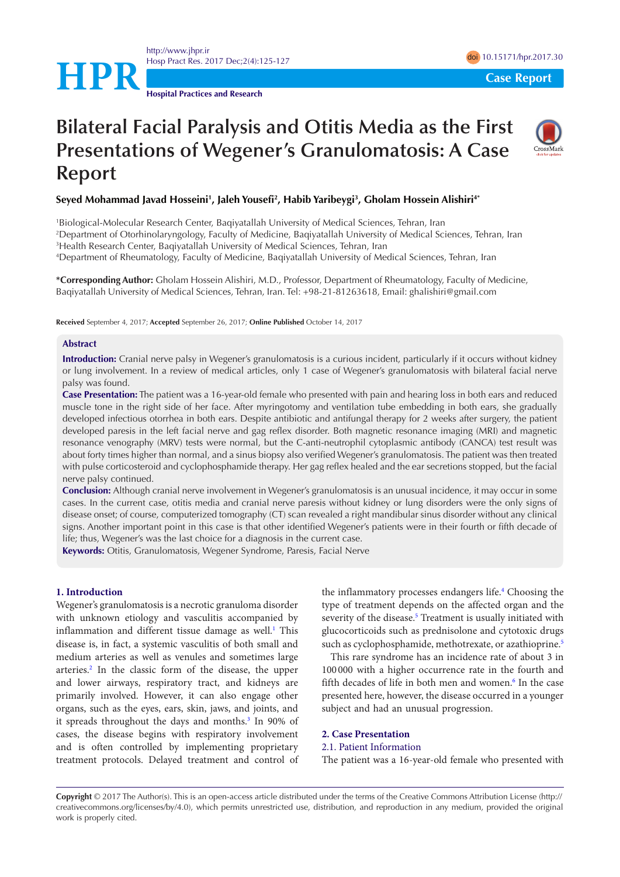# Bilateral Facial Paralysis and Otitis Media as the First Presentations of Wegener's Granulomatosis: A Case Report

**Seyed Mohammad Javad Hosseini[1], Jaleh Yousefi[2], Habib Yaribeygi[3], Gholam Hossein Alishiri[4*]**

[1]Biological-Molecular Research Center, Baqiyatallah University of Medical Sciences, Tehran, Iran
[2]Department of Otorhinolaryngology, Faculty of Medicine, Baqiyatallah University of Medical Sciences, Tehran, Iran
[3]Health Research Center, Baqiyatallah University of Medical Sciences, Tehran, Iran
[4]Department of Rheumatology, Faculty of Medicine, Baqiyatallah University of Medical Sciences, Tehran, Iran

***Corresponding Author:** Gholam Hossein Alishiri, M.D., Professor, Department of Rheumatology, Faculty of Medicine, Baqiyatallah University of Medical Sciences, Tehran, Iran. Tel: +98-21-81263618, Email: ghalishiri@gmail.com

**Received** September 4, 2017; **Accepted** September 26, 2017; **Online Published** October 14, 2017

## Abstract

**Introduction:** Cranial nerve palsy in Wegener's granulomatosis is a curious incident, particularly if it occurs without kidney or lung involvement. In a review of medical articles, only 1 case of Wegener's granulomatosis with bilateral facial nerve palsy was found.

**Case Presentation:** The patient was a 16-year-old female who presented with pain and hearing loss in both ears and reduced muscle tone in the right side of her face. After myringotomy and ventilation tube embedding in both ears, she gradually developed infectious otorrhea in both ears. Despite antibiotic and antifungal therapy for 2 weeks after surgery, the patient developed paresis in the left facial nerve and gag reflex disorder. Both magnetic resonance imaging (MRI) and magnetic resonance venography (MRV) tests were normal, but the C-anti-neutrophil cytoplasmic antibody (CANCA) test result was about forty times higher than normal, and a sinus biopsy also verified Wegener's granulomatosis. The patient was then treated with pulse corticosteroid and cyclophosphamide therapy. Her gag reflex healed and the ear secretions stopped, but the facial nerve palsy continued.

**Conclusion:** Although cranial nerve involvement in Wegener's granulomatosis is an unusual incidence, it may occur in some cases. In the current case, otitis media and cranial nerve paresis without kidney or lung disorders were the only signs of disease onset; of course, computerized tomography (CT) scan revealed a right mandibular sinus disorder without any clinical signs. Another important point in this case is that other identified Wegener's patients were in their fourth or fifth decade of life; thus, Wegener's was the last choice for a diagnosis in the current case.

**Keywords:** Otitis, Granulomatosis, Wegener Syndrome, Paresis, Facial Nerve

## 1. Introduction

Wegener's granulomatosis is a necrotic granuloma disorder with unknown etiology and vasculitis accompanied by inflammation and different tissue damage as well.[1] This disease is, in fact, a systemic vasculitis of both small and medium arteries as well as venules and sometimes large arteries.[2] In the classic form of the disease, the upper and lower airways, respiratory tract, and kidneys are primarily involved. However, it can also engage other organs, such as the eyes, ears, skin, jaws, and joints, and it spreads throughout the days and months.[3] In 90% of cases, the disease begins with respiratory involvement and is often controlled by implementing proprietary treatment protocols. Delayed treatment and control of the inflammatory processes endangers life.[4] Choosing the type of treatment depends on the affected organ and the severity of the disease.[5] Treatment is usually initiated with glucocorticoids such as prednisolone and cytotoxic drugs such as cyclophosphamide, methotrexate, or azathioprine.[5]

This rare syndrome has an incidence rate of about 3 in 100 000 with a higher occurrence rate in the fourth and fifth decades of life in both men and women.[6] In the case presented here, however, the disease occurred in a younger subject and had an unusual progression.

## 2. Case Presentation

### 2.1. Patient Information

The patient was a 16-year-old female who presented with

**Copyright** © 2017 The Author(s). This is an open-access article distributed under the terms of the Creative Commons Attribution License (http://creativecommons.org/licenses/by/4.0), which permits unrestricted use, distribution, and reproduction in any medium, provided the original work is properly cited.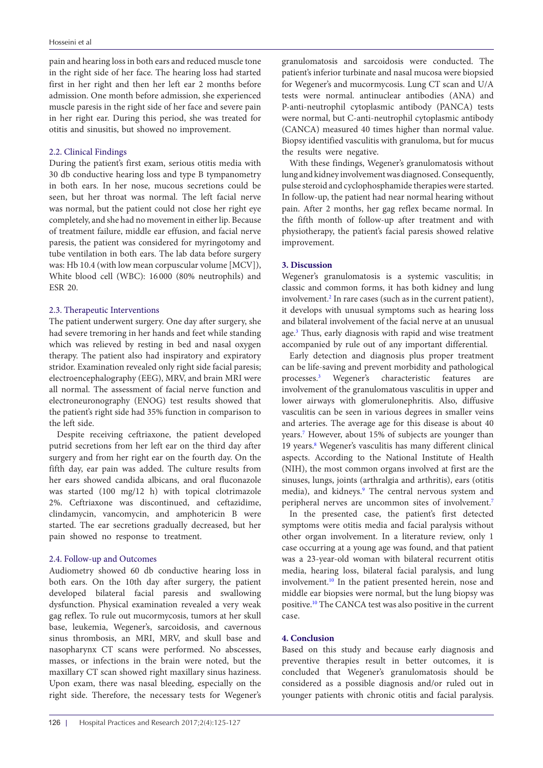pain and hearing loss in both ears and reduced muscle tone in the right side of her face. The hearing loss had started first in her right and then her left ear 2 months before admission. One month before admission, she experienced muscle paresis in the right side of her face and severe pain in her right ear. During this period, she was treated for otitis and sinusitis, but showed no improvement.

### 2.2. Clinical Findings

During the patient's first exam, serious otitis media with 30 db conductive hearing loss and type B tympanometry in both ears. In her nose, mucous secretions could be seen, but her throat was normal. The left facial nerve was normal, but the patient could not close her right eye completely, and she had no movement in either lip. Because of treatment failure, middle ear effusion, and facial nerve paresis, the patient was considered for myringotomy and tube ventilation in both ears. The lab data before surgery was: Hb 10.4 (with low mean corpuscular volume [MCV]), White blood cell (WBC): 16 000 (80% neutrophils) and ESR 20.

### 2.3. Therapeutic Interventions

The patient underwent surgery. One day after surgery, she had severe tremoring in her hands and feet while standing which was relieved by resting in bed and nasal oxygen therapy. The patient also had inspiratory and expiratory stridor. Examination revealed only right side facial paresis; electroencephalography (EEG), MRV, and brain MRI were all normal. The assessment of facial nerve function and electroneuronography (ENOG) test results showed that the patient's right side had 35% function in comparison to the left side.

Despite receiving ceftriaxone, the patient developed putrid secretions from her left ear on the third day after surgery and from her right ear on the fourth day. On the fifth day, ear pain was added. The culture results from her ears showed candida albicans, and oral fluconazole was started (100 mg/12 h) with topical clotrimazole 2%. Ceftriaxone was discontinued, and ceftazidime, clindamycin, vancomycin, and amphotericin B were started. The ear secretions gradually decreased, but her pain showed no response to treatment.

### 2.4. Follow-up and Outcomes

Audiometry showed 60 db conductive hearing loss in both ears. On the 10th day after surgery, the patient developed bilateral facial paresis and swallowing dysfunction. Physical examination revealed a very weak gag reflex. To rule out mucormycosis, tumors at her skull base, leukemia, Wegener's, sarcoidosis, and cavernous sinus thrombosis, an MRI, MRV, and skull base and nasopharynx CT scans were performed. No abscesses, masses, or infections in the brain were noted, but the maxillary CT scan showed right maxillary sinus haziness. Upon exam, there was nasal bleeding, especially on the right side. Therefore, the necessary tests for Wegener's granulomatosis and sarcoidosis were conducted. The patient's inferior turbinate and nasal mucosa were biopsied for Wegener's and mucormycosis. Lung CT scan and U/A tests were normal. antinuclear antibodies (ANA) and P-anti-neutrophil cytoplasmic antibody (PANCA) tests were normal, but C-anti-neutrophil cytoplasmic antibody (CANCA) measured 40 times higher than normal value. Biopsy identified vasculitis with granuloma, but for mucus the results were negative.

With these findings, Wegener's granulomatosis without lung and kidney involvement was diagnosed. Consequently, pulse steroid and cyclophosphamide therapies were started. In follow-up, the patient had near normal hearing without pain. After 2 months, her gag reflex became normal. In the fifth month of follow-up after treatment and with physiotherapy, the patient's facial paresis showed relative improvement.

## 3. Discussion

Wegener's granulomatosis is a systemic vasculitis; in classic and common forms, it has both kidney and lung involvement.[2] In rare cases (such as in the current patient), it develops with unusual symptoms such as hearing loss and bilateral involvement of the facial nerve at an unusual age.[3] Thus, early diagnosis with rapid and wise treatment accompanied by rule out of any important differential.

Early detection and diagnosis plus proper treatment can be life-saving and prevent morbidity and pathological processes.[3] Wegener's characteristic features are involvement of the granulomatous vasculitis in upper and lower airways with glomerulonephritis. Also, diffusive vasculitis can be seen in various degrees in smaller veins and arteries. The average age for this disease is about 40 years.[7] However, about 15% of subjects are younger than 19 years.[8] Wegener's vasculitis has many different clinical aspects. According to the National Institute of Health (NIH), the most common organs involved at first are the sinuses, lungs, joints (arthralgia and arthritis), ears (otitis media), and kidneys.[9] The central nervous system and peripheral nerves are uncommon sites of involvement.[7]

In the presented case, the patient's first detected symptoms were otitis media and facial paralysis without other organ involvement. In a literature review, only 1 case occurring at a young age was found, and that patient was a 23-year-old woman with bilateral recurrent otitis media, hearing loss, bilateral facial paralysis, and lung involvement.[10] In the patient presented herein, nose and middle ear biopsies were normal, but the lung biopsy was positive.[10] The CANCA test was also positive in the current case.

## 4. Conclusion

Based on this study and because early diagnosis and preventive therapies result in better outcomes, it is concluded that Wegener's granulomatosis should be considered as a possible diagnosis and/or ruled out in younger patients with chronic otitis and facial paralysis.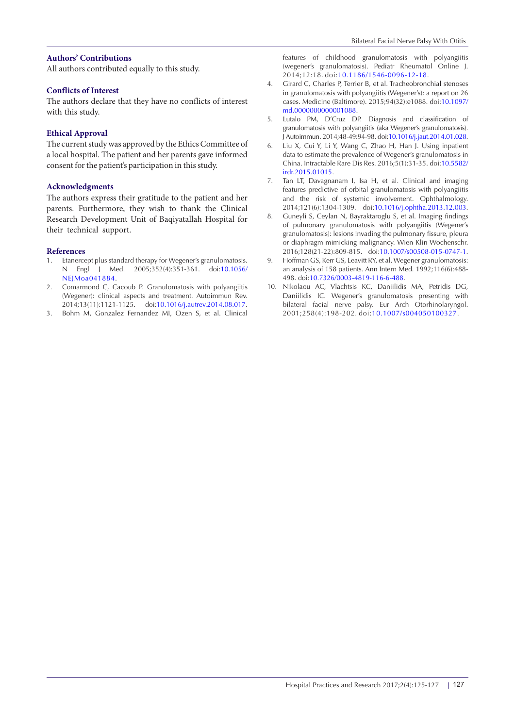### Authors' Contributions

All authors contributed equally to this study.

### Conflicts of Interest

The authors declare that they have no conflicts of interest with this study.

### Ethical Approval

The current study was approved by the Ethics Committee of a local hospital. The patient and her parents gave informed consent for the patient's participation in this study.

### Acknowledgments

The authors express their gratitude to the patient and her parents. Furthermore, they wish to thank the Clinical Research Development Unit of Baqiyatallah Hospital for their technical support.

### References

1. Etanercept plus standard therapy for Wegener's granulomatosis. N Engl J Med. 2005;352(4):351-361. doi:10.1056/NEJMoa041884.
2. Comarmond C, Cacoub P. Granulomatosis with polyangiitis (Wegener): clinical aspects and treatment. Autoimmun Rev. 2014;13(11):1121-1125. doi:10.1016/j.autrev.2014.08.017.
3. Bohm M, Gonzalez Fernandez MI, Ozen S, et al. Clinical features of childhood granulomatosis with polyangiitis (wegener's granulomatosis). Pediatr Rheumatol Online J. 2014;12:18. doi:10.1186/1546-0096-12-18.
4. Girard C, Charles P, Terrier B, et al. Tracheobronchial stenoses in granulomatosis with polyangiitis (Wegener's): a report on 26 cases. Medicine (Baltimore). 2015;94(32):e1088. doi:10.1097/md.0000000000001088.
5. Lutalo PM, D'Cruz DP. Diagnosis and classification of granulomatosis with polyangiitis (aka Wegener's granulomatosis). J Autoimmun. 2014;48-49:94-98. doi:10.1016/j.jaut.2014.01.028.
6. Liu X, Cui Y, Li Y, Wang C, Zhao H, Han J. Using inpatient data to estimate the prevalence of Wegener's granulomatosis in China. Intractable Rare Dis Res. 2016;5(1):31-35. doi:10.5582/irdr.2015.01015.
7. Tan LT, Davagnanam I, Isa H, et al. Clinical and imaging features predictive of orbital granulomatosis with polyangiitis and the risk of systemic involvement. Ophthalmology. 2014;121(6):1304-1309. doi:10.1016/j.ophtha.2013.12.003.
8. Guneyli S, Ceylan N, Bayraktaroglu S, et al. Imaging findings of pulmonary granulomatosis with polyangiitis (Wegener's granulomatosis): lesions invading the pulmonary fissure, pleura or diaphragm mimicking malignancy. Wien Klin Wochenschr. 2016;128(21-22):809-815. doi:10.1007/s00508-015-0747-1.
9. Hoffman GS, Kerr GS, Leavitt RY, et al. Wegener granulomatosis: an analysis of 158 patients. Ann Intern Med. 1992;116(6):488-498. doi:10.7326/0003-4819-116-6-488.
10. Nikolaou AC, Vlachtsis KC, Daniilidis MA, Petridis DG, Daniilidis IC. Wegener's granulomatosis presenting with bilateral facial nerve palsy. Eur Arch Otorhinolaryngol. 2001;258(4):198-202. doi:10.1007/s004050100327.